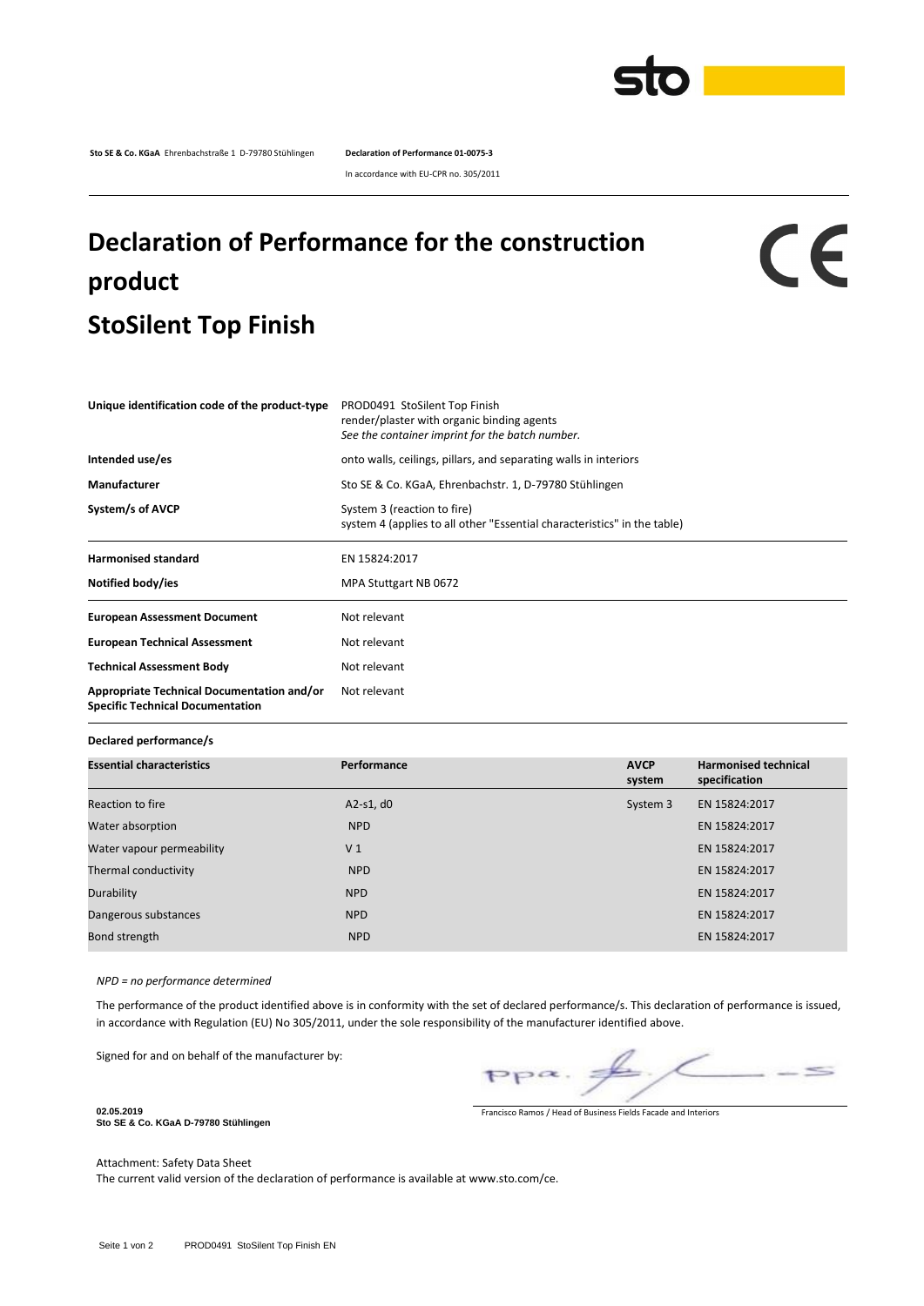**Sto SE & Co. KGaA** Ehrenbachstraße 1 D-79780 Stühlingen

**Declaration of Performance 01-0075-3**

In accordance with EU-CPR no. 305/2011

# Declaration of Performance for the construction product
# StoSilent Top Finish

CE

| | |
|---|---|
| **Unique identification code of the product-type** | PROD0491 StoSilent Top Finish<br>render/plaster with organic binding agents<br>*See the container imprint for the batch number.* |
| **Intended use/es** | onto walls, ceilings, pillars, and separating walls in interiors |
| **Manufacturer** | Sto SE & Co. KGaA, Ehrenbachstr. 1, D-79780 Stühlingen |
| **System/s of AVCP** | System 3 (reaction to fire)<br>system 4 (applies to all other "Essential characteristics" in the table) |
| **Harmonised standard** | EN 15824:2017 |
| **Notified body/ies** | MPA Stuttgart NB 0672 |
| **European Assessment Document** | Not relevant |
| **European Technical Assessment** | Not relevant |
| **Technical Assessment Body** | Not relevant |
| **Appropriate Technical Documentation and/or Specific Technical Documentation** | Not relevant |

**Declared performance/s**

| **Essential characteristics** | **Performance** | **AVCP system** | **Harmonised technical specification** |
|---|---|---|---|
| Reaction to fire | A2-s1, d0 | System 3 | EN 15824:2017 |
| Water absorption | NPD | | EN 15824:2017 |
| Water vapour permeability | V 1 | | EN 15824:2017 |
| Thermal conductivity | NPD | | EN 15824:2017 |
| Durability | NPD | | EN 15824:2017 |
| Dangerous substances | NPD | | EN 15824:2017 |
| Bond strength | NPD | | EN 15824:2017 |

*NPD = no performance determined*

The performance of the product identified above is in conformity with the set of declared performance/s. This declaration of performance is issued, in accordance with Regulation (EU) No 305/2011, under the sole responsibility of the manufacturer identified above.

Signed for and on behalf of the manufacturer by:

ppa.

Francisco Ramos / Head of Business Fields Facade and Interiors

**02.05.2019**
**Sto SE & Co. KGaA D-79780 Stühlingen**

Attachment: Safety Data Sheet
The current valid version of the declaration of performance is available at www.sto.com/ce.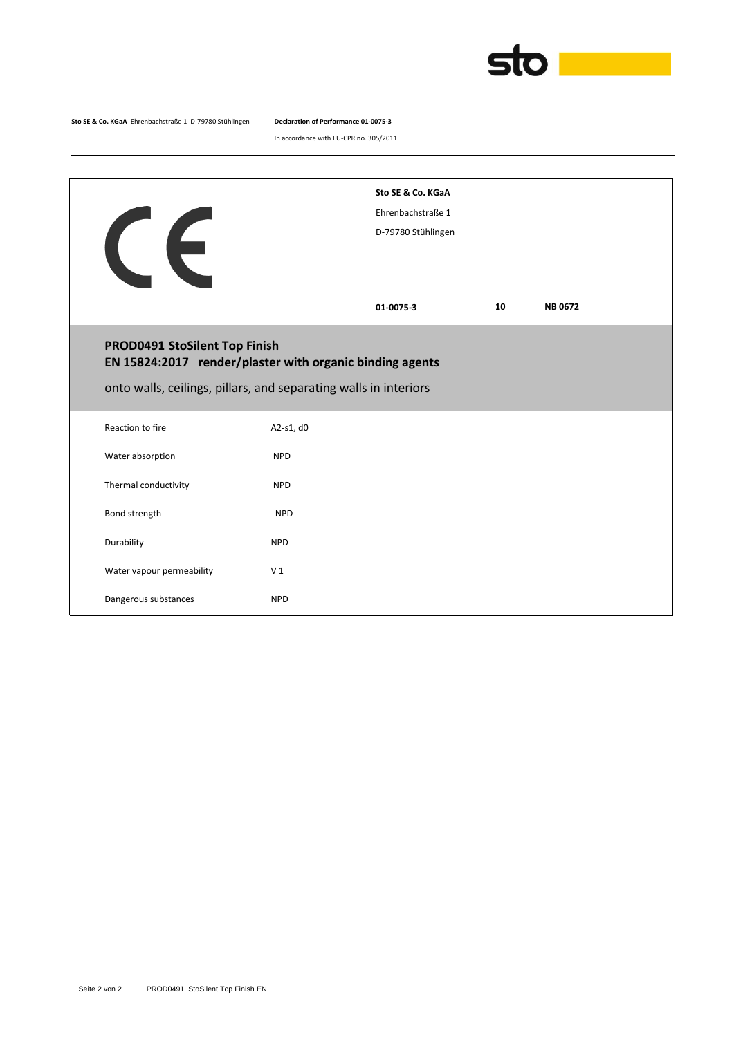**Sto SE & Co. KGaA** Ehrenbachstraße 1 D-79780 Stühlingen **Declaration of Performance 01-0075-3**

In accordance with EU-CPR no. 305/2011

CE

**Sto SE & Co. KGaA**
Ehrenbachstraße 1
D-79780 Stühlingen

**01-0075-3** **10** **NB 0672**

## PROD0491 StoSilent Top Finish
## EN 15824:2017 render/plaster with organic binding agents

onto walls, ceilings, pillars, and separating walls in interiors

| | |
|---|---|
| Reaction to fire | A2-s1, d0 |
| Water absorption | NPD |
| Thermal conductivity | NPD |
| Bond strength | NPD |
| Durability | NPD |
| Water vapour permeability | V 1 |
| Dangerous substances | NPD |